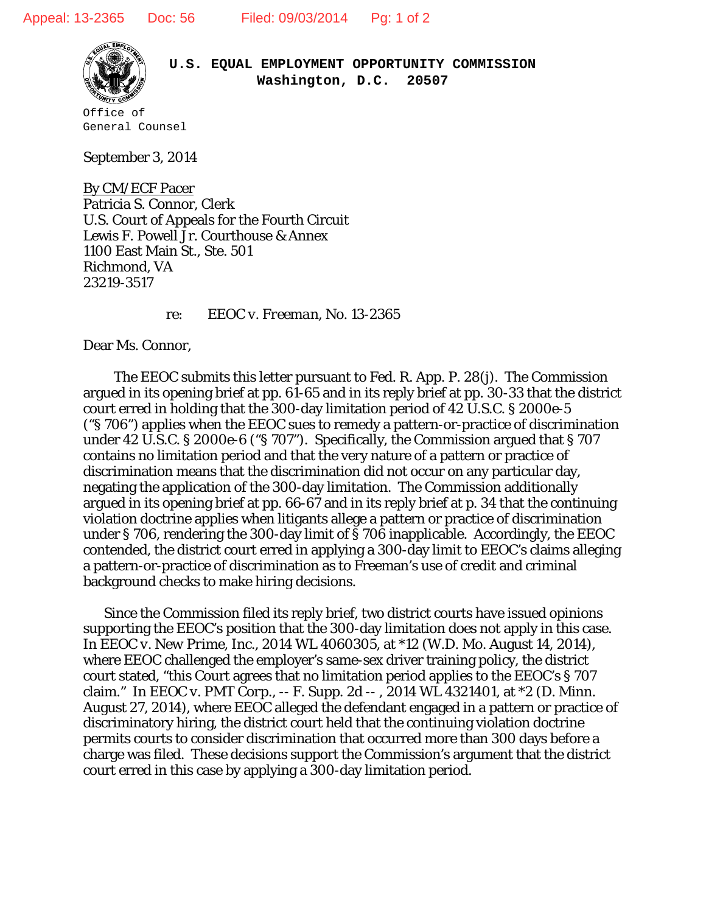**U.S. EQUAL EMPLOYMENT OPPORTUNITY COMMISSION**
**Washington, D.C. 20507**

Office of
General Counsel

September 3, 2014

By CM/ECF Pacer
Patricia S. Connor, Clerk
U.S. Court of Appeals for the Fourth Circuit
Lewis F. Powell Jr. Courthouse & Annex
1100 East Main St., Ste. 501
Richmond, VA
23219-3517

re: *EEOC v. Freeman*, No. 13-2365

Dear Ms. Connor,

The EEOC submits this letter pursuant to Fed. R. App. P. 28(j). The Commission argued in its opening brief at pp. 61-65 and in its reply brief at pp. 30-33 that the district court erred in holding that the 300-day limitation period of 42 U.S.C. § 2000e-5 ("§ 706") applies when the EEOC sues to remedy a pattern-or-practice of discrimination under 42 U.S.C. § 2000e-6 ("§ 707"). Specifically, the Commission argued that § 707 contains no limitation period and that the very nature of a pattern or practice of discrimination means that the discrimination did not occur on any particular day, negating the application of the 300-day limitation. The Commission additionally argued in its opening brief at pp. 66-67 and in its reply brief at p. 34 that the continuing violation doctrine applies when litigants allege a pattern or practice of discrimination under § 706, rendering the 300-day limit of § 706 inapplicable. Accordingly, the EEOC contended, the district court erred in applying a 300-day limit to EEOC's claims alleging a pattern-or-practice of discrimination as to Freeman's use of credit and criminal background checks to make hiring decisions.

Since the Commission filed its reply brief, two district courts have issued opinions supporting the EEOC's position that the 300-day limitation does not apply in this case. In EEOC v. New Prime, Inc., 2014 WL 4060305, at *12 (W.D. Mo. August 14, 2014), where EEOC challenged the employer's same-sex driver training policy, the district court stated, "this Court agrees that no limitation period applies to the EEOC's § 707 claim." In EEOC v. PMT Corp., -- F. Supp. 2d -- , 2014 WL 4321401, at *2 (D. Minn. August 27, 2014), where EEOC alleged the defendant engaged in a pattern or practice of discriminatory hiring, the district court held that the continuing violation doctrine permits courts to consider discrimination that occurred more than 300 days before a charge was filed. These decisions support the Commission's argument that the district court erred in this case by applying a 300-day limitation period.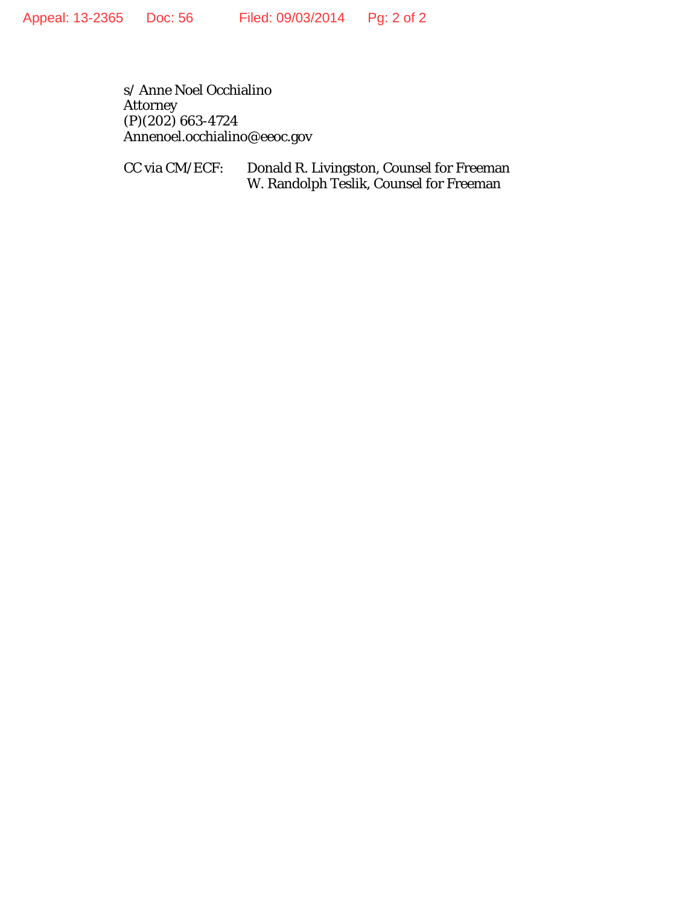s/ Anne Noel Occhialino
Attorney
(P)(202) 663-4724
Annenoel.occhialino@eeoc.gov

CC via CM/ECF: Donald R. Livingston, Counsel for Freeman
W. Randolph Teslik, Counsel for Freeman